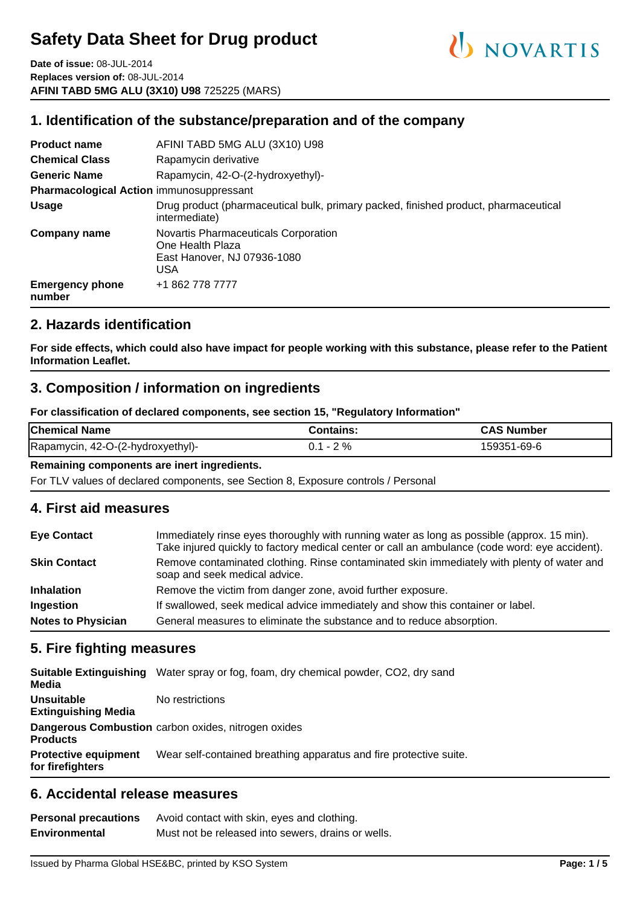# Safety Data Sheet for Drug product

**Date of issue:** 08-JUL-2014
**Replaces version of:** 08-JUL-2014
**AFINI TABD 5MG ALU (3X10) U98** 725225 (MARS)

## 1. Identification of the substance/preparation and of the company

| | |
|---|---|
| **Product name** | AFINI TABD 5MG ALU (3X10) U98 |
| **Chemical Class** | Rapamycin derivative |
| **Generic Name** | Rapamycin, 42-O-(2-hydroxyethyl)- |
| **Pharmacological Action** | immunosuppressant |
| **Usage** | Drug product (pharmaceutical bulk, primary packed, finished product, pharmaceutical intermediate) |
| **Company name** | Novartis Pharmaceuticals Corporation<br>One Health Plaza<br>East Hanover, NJ 07936-1080<br>USA |
| **Emergency phone number** | +1 862 778 7777 |

## 2. Hazards identification

**For side effects, which could also have impact for people working with this substance, please refer to the Patient Information Leaflet.**

## 3. Composition / information on ingredients

**For classification of declared components, see section 15, "Regulatory Information"**

| Chemical Name | Contains: | CAS Number |
|---|---|---|
| Rapamycin, 42-O-(2-hydroxyethyl)- | 0.1 - 2 % | 159351-69-6 |

**Remaining components are inert ingredients.**

For TLV values of declared components, see Section 8, Exposure controls / Personal

## 4. First aid measures

| | |
|---|---|
| **Eye Contact** | Immediately rinse eyes thoroughly with running water as long as possible (approx. 15 min). Take injured quickly to factory medical center or call an ambulance (code word: eye accident). |
| **Skin Contact** | Remove contaminated clothing. Rinse contaminated skin immediately with plenty of water and soap and seek medical advice. |
| **Inhalation** | Remove the victim from danger zone, avoid further exposure. |
| **Ingestion** | If swallowed, seek medical advice immediately and show this container or label. |
| **Notes to Physician** | General measures to eliminate the substance and to reduce absorption. |

## 5. Fire fighting measures

| | |
|---|---|
| **Suitable Extinguishing Media** | Water spray or fog, foam, dry chemical powder, $CO_2$, dry sand |
| **Unsuitable Extinguishing Media** | No restrictions |
| **Dangerous Combustion Products** | carbon oxides, nitrogen oxides |
| **Protective equipment for firefighters** | Wear self-contained breathing apparatus and fire protective suite. |

## 6. Accidental release measures

| | |
|---|---|
| **Personal precautions** | Avoid contact with skin, eyes and clothing. |
| **Environmental** | Must not be released into sewers, drains or wells. |

Issued by Pharma Global HSE&BC, printed by KSO System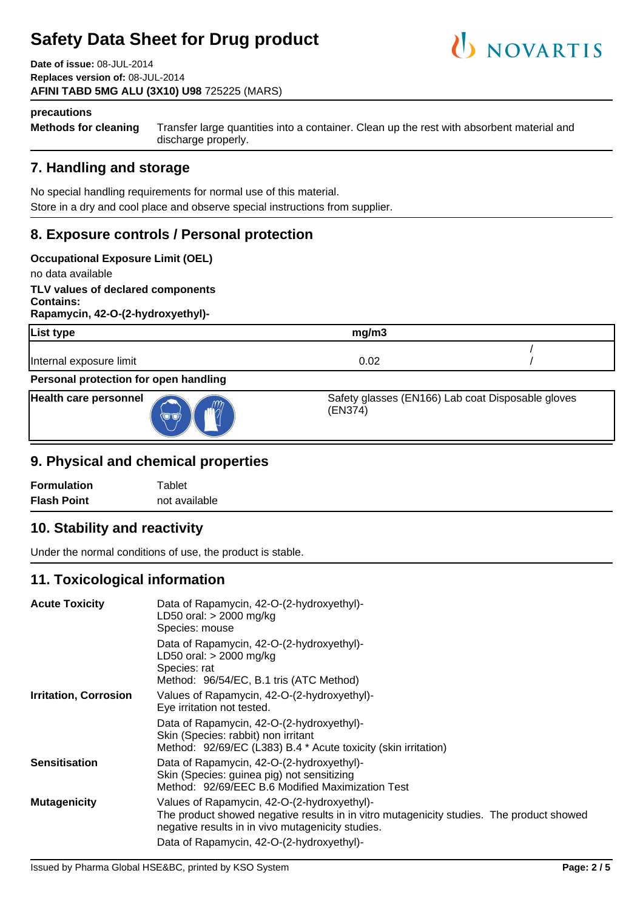**precautions**

**Methods for cleaning** Transfer large quantities into a container. Clean up the rest with absorbent material and discharge properly.

## 7. Handling and storage

No special handling requirements for normal use of this material.
Store in a dry and cool place and observe special instructions from supplier.

## 8. Exposure controls / Personal protection

**Occupational Exposure Limit (OEL)**

no data available

**TLV values of declared components**
**Contains:**
**Rapamycin, 42-O-(2-hydroxyethyl)-**

| List type | mg/m3 | |
|---|---|---|
| Internal exposure limit | 0.02 | / / |

**Personal protection for open handling**

| Health care personnel | Safety glasses (EN166) Lab coat Disposable gloves (EN374) |
|---|---|

## 9. Physical and chemical properties

| | |
|---|---|
| **Formulation** | Tablet |
| **Flash Point** | not available |

## 10. Stability and reactivity

Under the normal conditions of use, the product is stable.

## 11. Toxicological information

**Acute Toxicity**

Data of Rapamycin, 42-O-(2-hydroxyethyl)-
LD50 oral: > 2000 mg/kg
Species: mouse

Data of Rapamycin, 42-O-(2-hydroxyethyl)-
LD50 oral: > 2000 mg/kg
Species: rat
Method: 96/54/EC, B.1 tris (ATC Method)

**Irritation, Corrosion**

Values of Rapamycin, 42-O-(2-hydroxyethyl)-
Eye irritation not tested.

Data of Rapamycin, 42-O-(2-hydroxyethyl)-
Skin (Species: rabbit) non irritant
Method: 92/69/EC (L383) B.4 * Acute toxicity (skin irritation)

**Sensitisation**

Data of Rapamycin, 42-O-(2-hydroxyethyl)-
Skin (Species: guinea pig) not sensitizing
Method: 92/69/EEC B.6 Modified Maximization Test

**Mutagenicity**

Values of Rapamycin, 42-O-(2-hydroxyethyl)-
The product showed negative results in in vitro mutagenicity studies. The product showed negative results in in vivo mutagenicity studies.

Data of Rapamycin, 42-O-(2-hydroxyethyl)-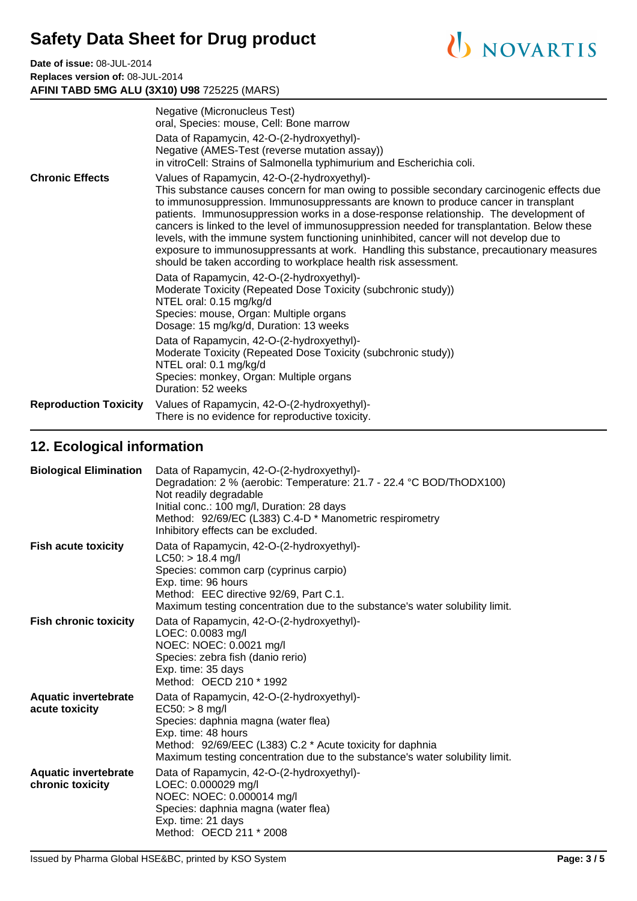| | |
|---|---|
| | Negative (Micronucleus Test)<br>oral, Species: mouse, Cell: Bone marrow<br>Data of Rapamycin, 42-O-(2-hydroxyethyl)-<br>Negative (AMES-Test (reverse mutation assay))<br>in vitroCell: Strains of Salmonella typhimurium and Escherichia coli. |
| **Chronic Effects** | Values of Rapamycin, 42-O-(2-hydroxyethyl)-<br>This substance causes concern for man owing to possible secondary carcinogenic effects due to immunosuppression. Immunosuppressants are known to produce cancer in transplant patients. Immunosuppression works in a dose-response relationship. The development of cancers is linked to the level of immunosuppression needed for transplantation. Below these levels, with the immune system functioning uninhibited, cancer will not develop due to exposure to immunosuppressants at work. Handling this substance, precautionary measures should be taken according to workplace health risk assessment.<br>Data of Rapamycin, 42-O-(2-hydroxyethyl)-<br>Moderate Toxicity (Repeated Dose Toxicity (subchronic study))<br>NTEL oral: 0.15 mg/kg/d<br>Species: mouse, Organ: Multiple organs<br>Dosage: 15 mg/kg/d, Duration: 13 weeks<br>Data of Rapamycin, 42-O-(2-hydroxyethyl)-<br>Moderate Toxicity (Repeated Dose Toxicity (subchronic study))<br>NTEL oral: 0.1 mg/kg/d<br>Species: monkey, Organ: Multiple organs<br>Duration: 52 weeks |
| **Reproduction Toxicity** | Values of Rapamycin, 42-O-(2-hydroxyethyl)-<br>There is no evidence for reproductive toxicity. |

## 12. Ecological information

| | |
|---|---|
| **Biological Elimination** | Data of Rapamycin, 42-O-(2-hydroxyethyl)-<br>Degradation: 2 % (aerobic: Temperature: 21.7 - 22.4 °C BOD/ThODX100)<br>Not readily degradable<br>Initial conc.: 100 mg/l, Duration: 28 days<br>Method: 92/69/EC (L383) C.4-D * Manometric respirometry<br>Inhibitory effects can be excluded. |
| **Fish acute toxicity** | Data of Rapamycin, 42-O-(2-hydroxyethyl)-<br>LC50: > 18.4 mg/l<br>Species: common carp (cyprinus carpio)<br>Exp. time: 96 hours<br>Method: EEC directive 92/69, Part C.1.<br>Maximum testing concentration due to the substance's water solubility limit. |
| **Fish chronic toxicity** | Data of Rapamycin, 42-O-(2-hydroxyethyl)-<br>LOEC: 0.0083 mg/l<br>NOEC: NOEC: 0.0021 mg/l<br>Species: zebra fish (danio rerio)<br>Exp. time: 35 days<br>Method: OECD 210 * 1992 |
| **Aquatic invertebrate acute toxicity** | Data of Rapamycin, 42-O-(2-hydroxyethyl)-<br>EC50: > 8 mg/l<br>Species: daphnia magna (water flea)<br>Exp. time: 48 hours<br>Method: 92/69/EEC (L383) C.2 * Acute toxicity for daphnia<br>Maximum testing concentration due to the substance's water solubility limit. |
| **Aquatic invertebrate chronic toxicity** | Data of Rapamycin, 42-O-(2-hydroxyethyl)-<br>LOEC: 0.000029 mg/l<br>NOEC: NOEC: 0.000014 mg/l<br>Species: daphnia magna (water flea)<br>Exp. time: 21 days<br>Method: OECD 211 * 2008 |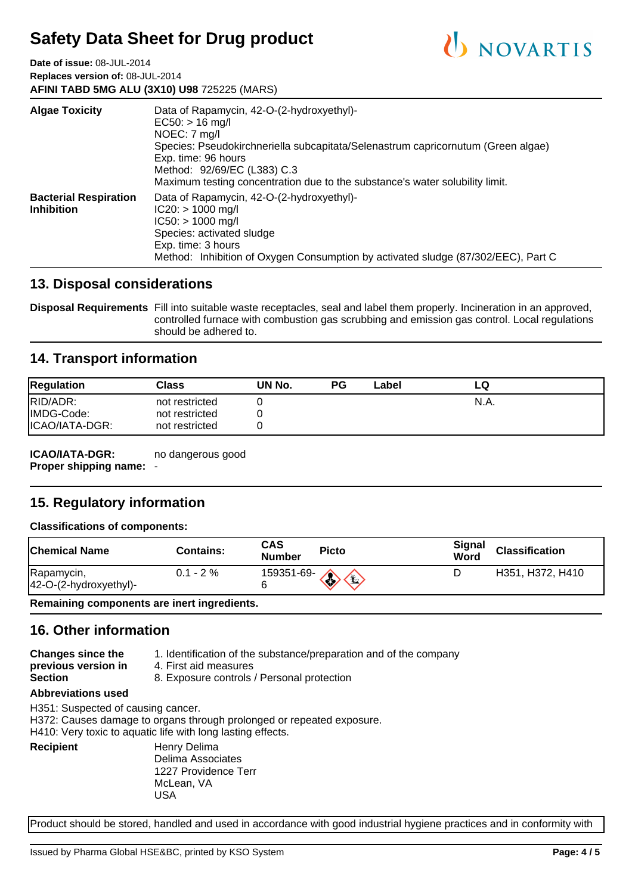| | |
|---|---|
| **Algae Toxicity** | Data of Rapamycin, 42-O-(2-hydroxyethyl)-<br>EC50: > 16 mg/l<br>NOEC: 7 mg/l<br>Species: Pseudokirchneriella subcapitata/Selenastrum capricornutum (Green algae)<br>Exp. time: 96 hours<br>Method: 92/69/EC (L383) C.3<br>Maximum testing concentration due to the substance's water solubility limit. |
| **Bacterial Respiration Inhibition** | Data of Rapamycin, 42-O-(2-hydroxyethyl)-<br>IC20: > 1000 mg/l<br>IC50: > 1000 mg/l<br>Species: activated sludge<br>Exp. time: 3 hours<br>Method: Inhibition of Oxygen Consumption by activated sludge (87/302/EEC), Part C |

## 13. Disposal considerations

**Disposal Requirements** Fill into suitable waste receptacles, seal and label them properly. Incineration in an approved, controlled furnace with combustion gas scrubbing and emission gas control. Local regulations should be adhered to.

## 14. Transport information

| Regulation | Class | UN No. | PG | Label | LQ |
|---|---|---|---|---|---|
| RID/ADR: | not restricted | 0 | | | N.A. |
| IMDG-Code: | not restricted | 0 | | | |
| ICAO/IATA-DGR: | not restricted | 0 | | | |

**ICAO/IATA-DGR:** no dangerous good
**Proper shipping name:** -

## 15. Regulatory information

**Classifications of components:**

| Chemical Name | Contains: | CAS Number | Picto | Signal Word | Classification |
|---|---|---|---|---|---|
| Rapamycin, 42-O-(2-hydroxyethyl)- | 0.1 - 2 % | 159351-69-6 | | D | H351, H372, H410 |

**Remaining components are inert ingredients.**

## 16. Other information

**Changes since the previous version in Section**
1. Identification of the substance/preparation and of the company
4. First aid measures
8. Exposure controls / Personal protection

**Abbreviations used**

H351: Suspected of causing cancer.
H372: Causes damage to organs through prolonged or repeated exposure.
H410: Very toxic to aquatic life with long lasting effects.

**Recipient**
Henry Delima
Delima Associates
1227 Providence Terr
McLean, VA
USA

Product should be stored, handled and used in accordance with good industrial hygiene practices and in conformity with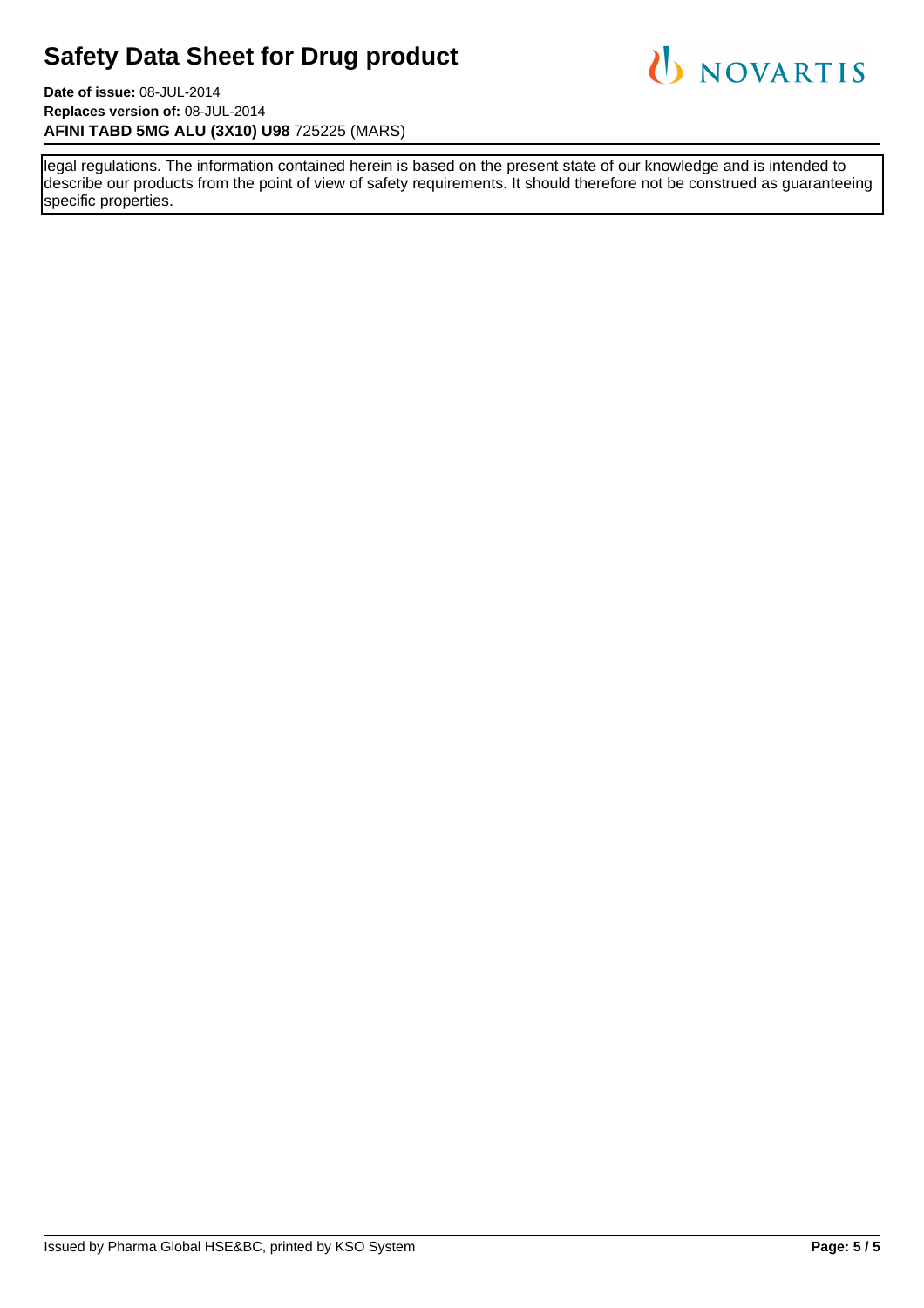legal regulations. The information contained herein is based on the present state of our knowledge and is intended to describe our products from the point of view of safety requirements. It should therefore not be construed as guaranteeing specific properties.